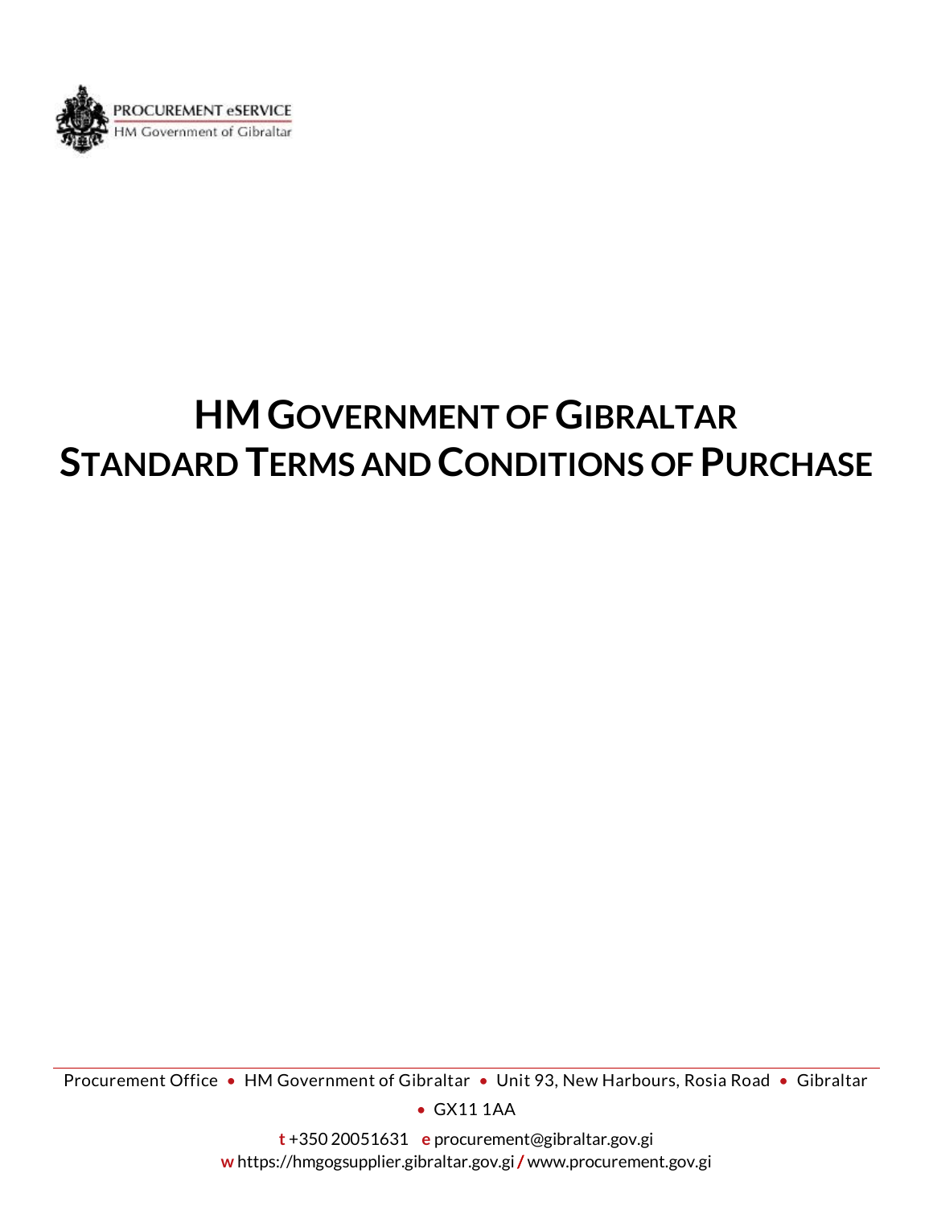PROCUREMENT eSERVICE
HM Government of Gibraltar

# HM GOVERNMENT OF GIBRALTAR
# STANDARD TERMS AND CONDITIONS OF PURCHASE

Procurement Office • HM Government of Gibraltar • Unit 93, New Harbours, Rosia Road • Gibraltar • GX11 1AA

t +350 20051631 e procurement@gibraltar.gov.gi
w https://hmgogsupplier.gibraltar.gov.gi / www.procurement.gov.gi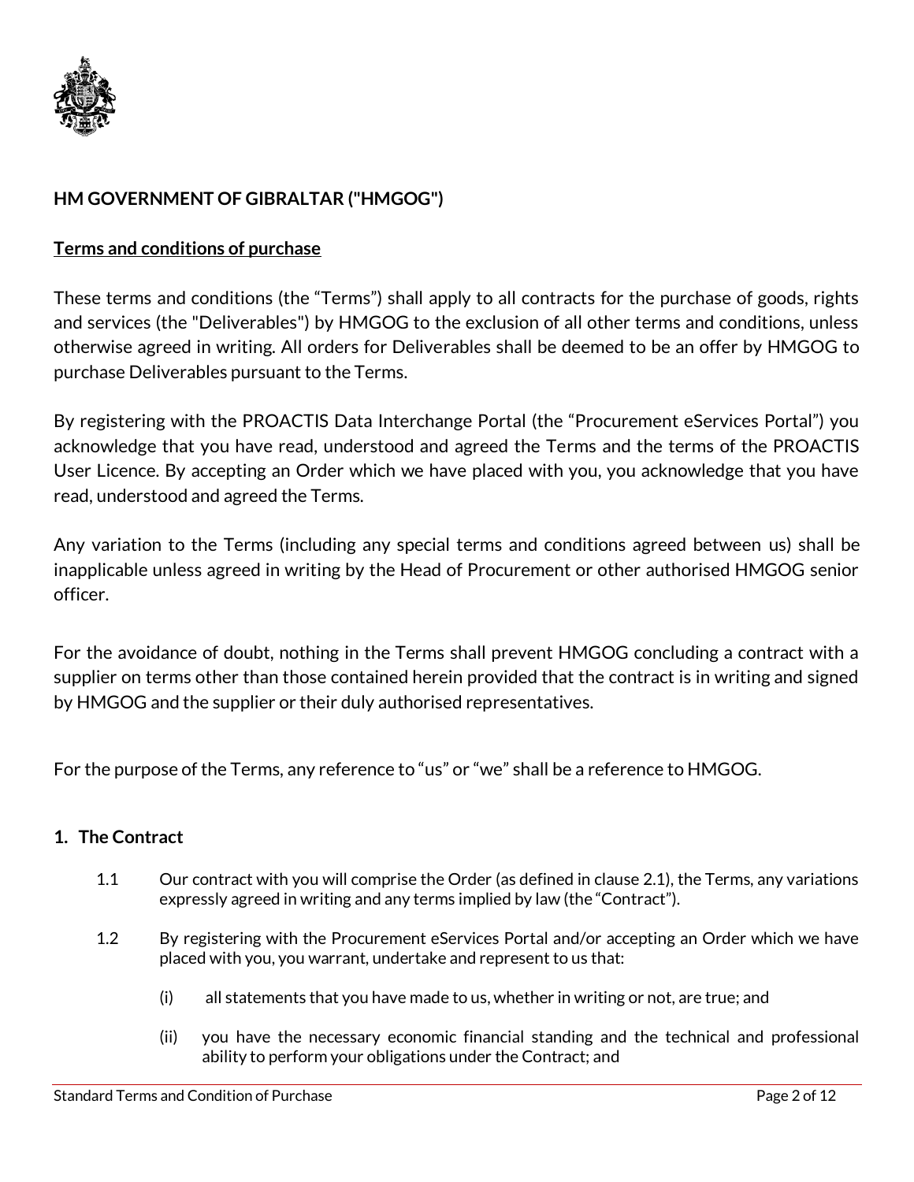**HM GOVERNMENT OF GIBRALTAR ("HMGOG")**

**Terms and conditions of purchase**

These terms and conditions (the "Terms") shall apply to all contracts for the purchase of goods, rights and services (the "Deliverables") by HMGOG to the exclusion of all other terms and conditions, unless otherwise agreed in writing. All orders for Deliverables shall be deemed to be an offer by HMGOG to purchase Deliverables pursuant to the Terms.

By registering with the PROACTIS Data Interchange Portal (the "Procurement eServices Portal") you acknowledge that you have read, understood and agreed the Terms and the terms of the PROACTIS User Licence. By accepting an Order which we have placed with you, you acknowledge that you have read, understood and agreed the Terms.

Any variation to the Terms (including any special terms and conditions agreed between us) shall be inapplicable unless agreed in writing by the Head of Procurement or other authorised HMGOG senior officer.

For the avoidance of doubt, nothing in the Terms shall prevent HMGOG concluding a contract with a supplier on terms other than those contained herein provided that the contract is in writing and signed by HMGOG and the supplier or their duly authorised representatives.

For the purpose of the Terms, any reference to "us" or "we" shall be a reference to HMGOG.

## 1. The Contract

1.1 Our contract with you will comprise the Order (as defined in clause 2.1), the Terms, any variations expressly agreed in writing and any terms implied by law (the "Contract").

1.2 By registering with the Procurement eServices Portal and/or accepting an Order which we have placed with you, you warrant, undertake and represent to us that:

(i) all statements that you have made to us, whether in writing or not, are true; and

(ii) you have the necessary economic financial standing and the technical and professional ability to perform your obligations under the Contract; and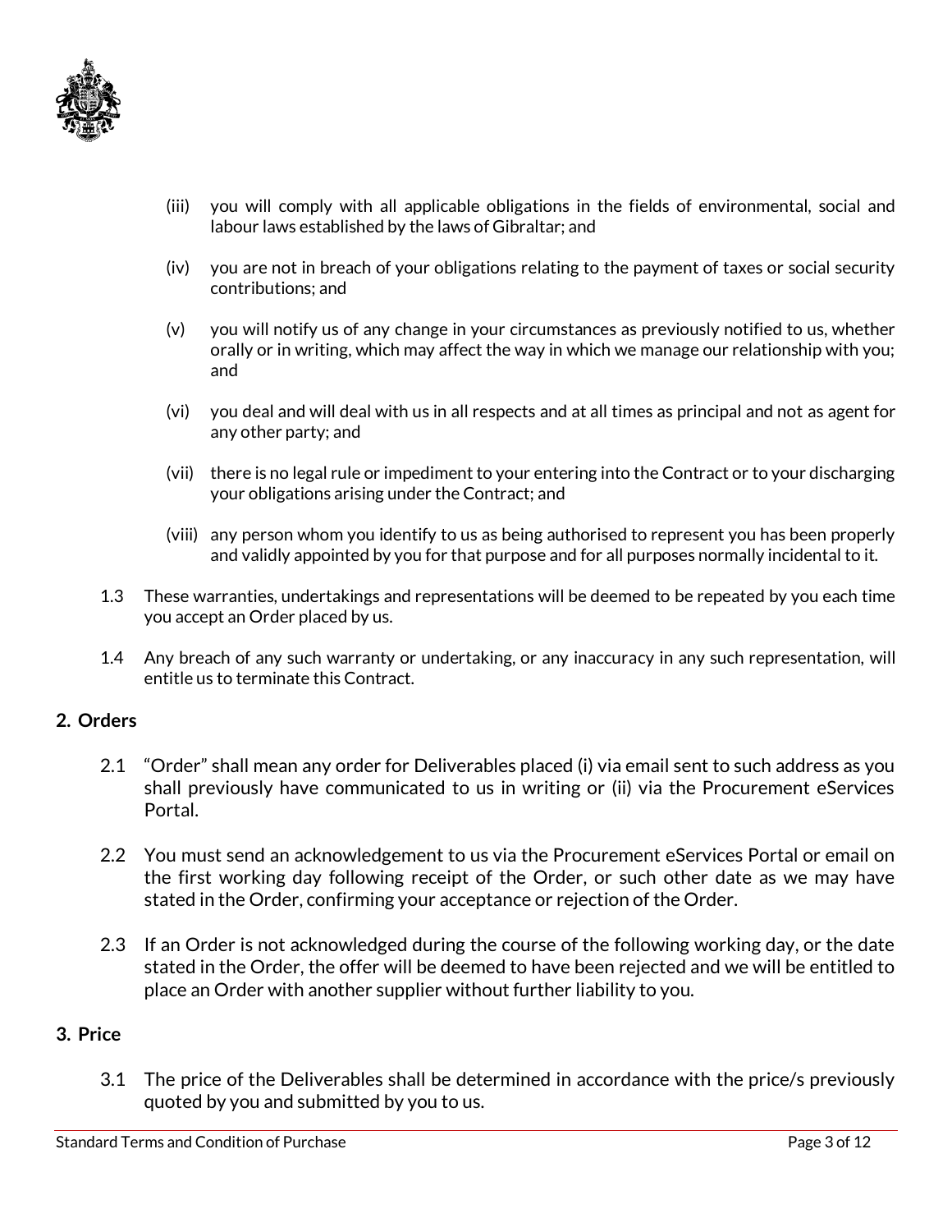(iii) you will comply with all applicable obligations in the fields of environmental, social and labour laws established by the laws of Gibraltar; and

(iv) you are not in breach of your obligations relating to the payment of taxes or social security contributions; and

(v) you will notify us of any change in your circumstances as previously notified to us, whether orally or in writing, which may affect the way in which we manage our relationship with you; and

(vi) you deal and will deal with us in all respects and at all times as principal and not as agent for any other party; and

(vii) there is no legal rule or impediment to your entering into the Contract or to your discharging your obligations arising under the Contract; and

(viii) any person whom you identify to us as being authorised to represent you has been properly and validly appointed by you for that purpose and for all purposes normally incidental to it.

1.3 These warranties, undertakings and representations will be deemed to be repeated by you each time you accept an Order placed by us.

1.4 Any breach of any such warranty or undertaking, or any inaccuracy in any such representation, will entitle us to terminate this Contract.

## 2. Orders

2.1 "Order" shall mean any order for Deliverables placed (i) via email sent to such address as you shall previously have communicated to us in writing or (ii) via the Procurement eServices Portal.

2.2 You must send an acknowledgement to us via the Procurement eServices Portal or email on the first working day following receipt of the Order, or such other date as we may have stated in the Order, confirming your acceptance or rejection of the Order.

2.3 If an Order is not acknowledged during the course of the following working day, or the date stated in the Order, the offer will be deemed to have been rejected and we will be entitled to place an Order with another supplier without further liability to you.

## 3. Price

3.1 The price of the Deliverables shall be determined in accordance with the price/s previously quoted by you and submitted by you to us.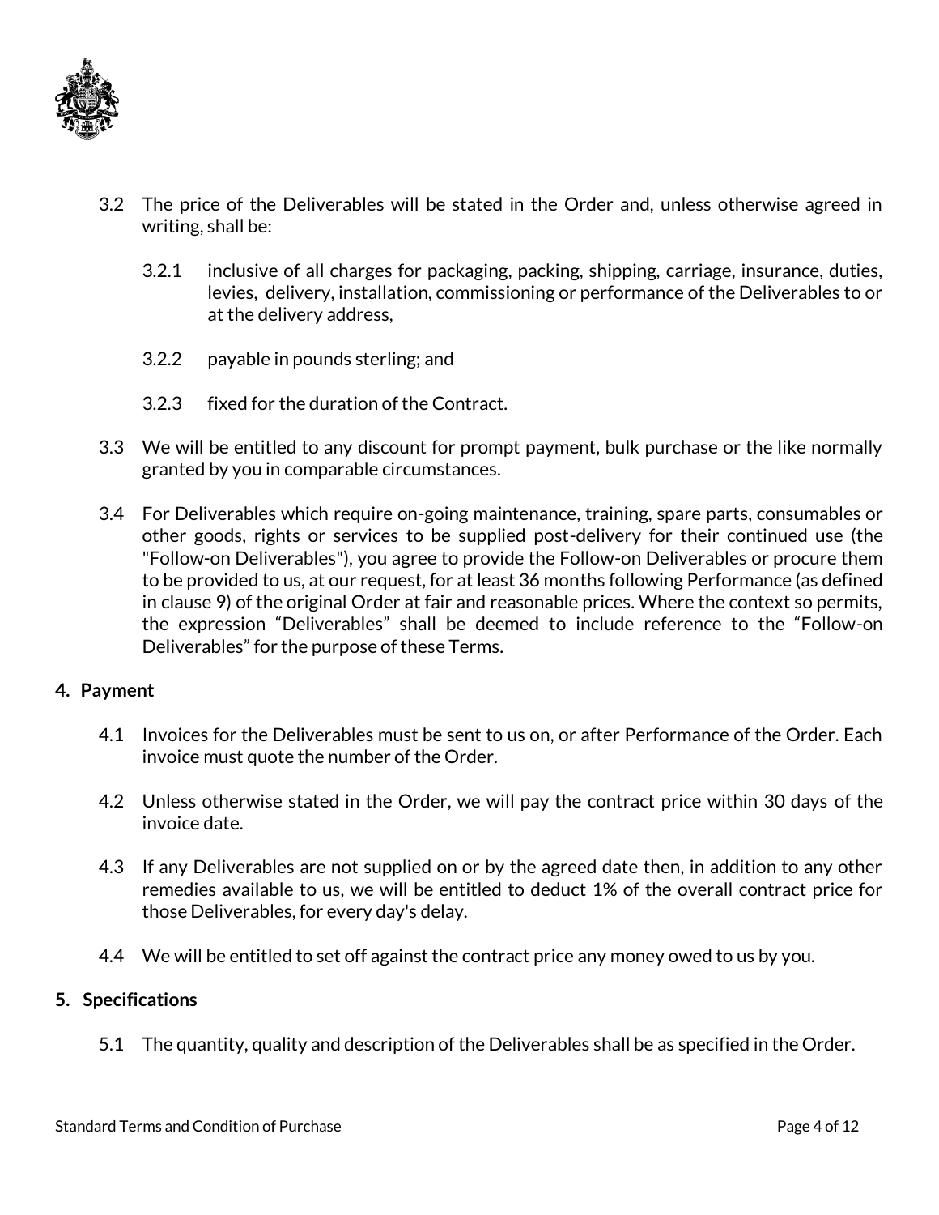3.2 The price of the Deliverables will be stated in the Order and, unless otherwise agreed in writing, shall be:

3.2.1 inclusive of all charges for packaging, packing, shipping, carriage, insurance, duties, levies, delivery, installation, commissioning or performance of the Deliverables to or at the delivery address,

3.2.2 payable in pounds sterling; and

3.2.3 fixed for the duration of the Contract.

3.3 We will be entitled to any discount for prompt payment, bulk purchase or the like normally granted by you in comparable circumstances.

3.4 For Deliverables which require on-going maintenance, training, spare parts, consumables or other goods, rights or services to be supplied post-delivery for their continued use (the "Follow-on Deliverables"), you agree to provide the Follow-on Deliverables or procure them to be provided to us, at our request, for at least 36 months following Performance (as defined in clause 9) of the original Order at fair and reasonable prices. Where the context so permits, the expression "Deliverables" shall be deemed to include reference to the "Follow-on Deliverables" for the purpose of these Terms.

## 4. Payment

4.1 Invoices for the Deliverables must be sent to us on, or after Performance of the Order. Each invoice must quote the number of the Order.

4.2 Unless otherwise stated in the Order, we will pay the contract price within 30 days of the invoice date.

4.3 If any Deliverables are not supplied on or by the agreed date then, in addition to any other remedies available to us, we will be entitled to deduct 1% of the overall contract price for those Deliverables, for every day's delay.

4.4 We will be entitled to set off against the contract price any money owed to us by you.

## 5. Specifications

5.1 The quantity, quality and description of the Deliverables shall be as specified in the Order.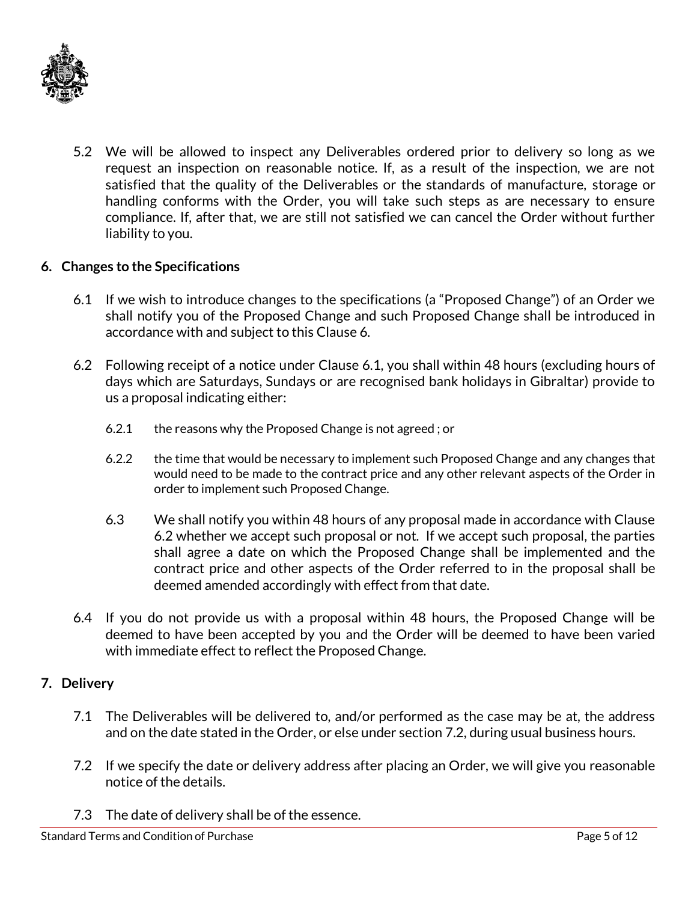5.2 We will be allowed to inspect any Deliverables ordered prior to delivery so long as we request an inspection on reasonable notice. If, as a result of the inspection, we are not satisfied that the quality of the Deliverables or the standards of manufacture, storage or handling conforms with the Order, you will take such steps as are necessary to ensure compliance. If, after that, we are still not satisfied we can cancel the Order without further liability to you.

## 6. Changes to the Specifications

6.1 If we wish to introduce changes to the specifications (a "Proposed Change") of an Order we shall notify you of the Proposed Change and such Proposed Change shall be introduced in accordance with and subject to this Clause 6.

6.2 Following receipt of a notice under Clause 6.1, you shall within 48 hours (excluding hours of days which are Saturdays, Sundays or are recognised bank holidays in Gibraltar) provide to us a proposal indicating either:

6.2.1 the reasons why the Proposed Change is not agreed ; or

6.2.2 the time that would be necessary to implement such Proposed Change and any changes that would need to be made to the contract price and any other relevant aspects of the Order in order to implement such Proposed Change.

6.3 We shall notify you within 48 hours of any proposal made in accordance with Clause 6.2 whether we accept such proposal or not. If we accept such proposal, the parties shall agree a date on which the Proposed Change shall be implemented and the contract price and other aspects of the Order referred to in the proposal shall be deemed amended accordingly with effect from that date.

6.4 If you do not provide us with a proposal within 48 hours, the Proposed Change will be deemed to have been accepted by you and the Order will be deemed to have been varied with immediate effect to reflect the Proposed Change.

## 7. Delivery

7.1 The Deliverables will be delivered to, and/or performed as the case may be at, the address and on the date stated in the Order, or else under section 7.2, during usual business hours.

7.2 If we specify the date or delivery address after placing an Order, we will give you reasonable notice of the details.

7.3 The date of delivery shall be of the essence.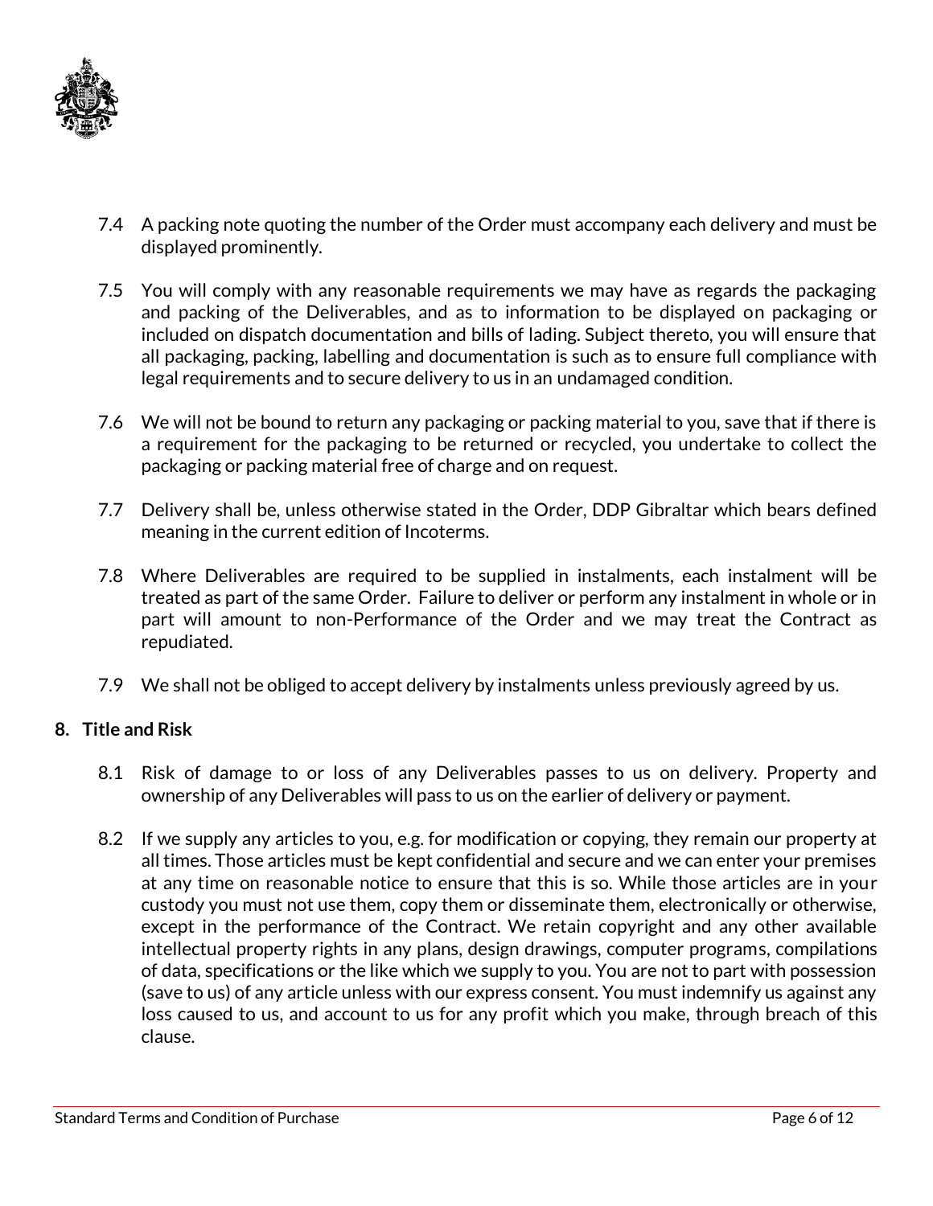7.4 A packing note quoting the number of the Order must accompany each delivery and must be displayed prominently.

7.5 You will comply with any reasonable requirements we may have as regards the packaging and packing of the Deliverables, and as to information to be displayed on packaging or included on dispatch documentation and bills of lading. Subject thereto, you will ensure that all packaging, packing, labelling and documentation is such as to ensure full compliance with legal requirements and to secure delivery to us in an undamaged condition.

7.6 We will not be bound to return any packaging or packing material to you, save that if there is a requirement for the packaging to be returned or recycled, you undertake to collect the packaging or packing material free of charge and on request.

7.7 Delivery shall be, unless otherwise stated in the Order, DDP Gibraltar which bears defined meaning in the current edition of Incoterms.

7.8 Where Deliverables are required to be supplied in instalments, each instalment will be treated as part of the same Order. Failure to deliver or perform any instalment in whole or in part will amount to non-Performance of the Order and we may treat the Contract as repudiated.

7.9 We shall not be obliged to accept delivery by instalments unless previously agreed by us.

## 8. Title and Risk

8.1 Risk of damage to or loss of any Deliverables passes to us on delivery. Property and ownership of any Deliverables will pass to us on the earlier of delivery or payment.

8.2 If we supply any articles to you, e.g. for modification or copying, they remain our property at all times. Those articles must be kept confidential and secure and we can enter your premises at any time on reasonable notice to ensure that this is so. While those articles are in your custody you must not use them, copy them or disseminate them, electronically or otherwise, except in the performance of the Contract. We retain copyright and any other available intellectual property rights in any plans, design drawings, computer programs, compilations of data, specifications or the like which we supply to you. You are not to part with possession (save to us) of any article unless with our express consent. You must indemnify us against any loss caused to us, and account to us for any profit which you make, through breach of this clause.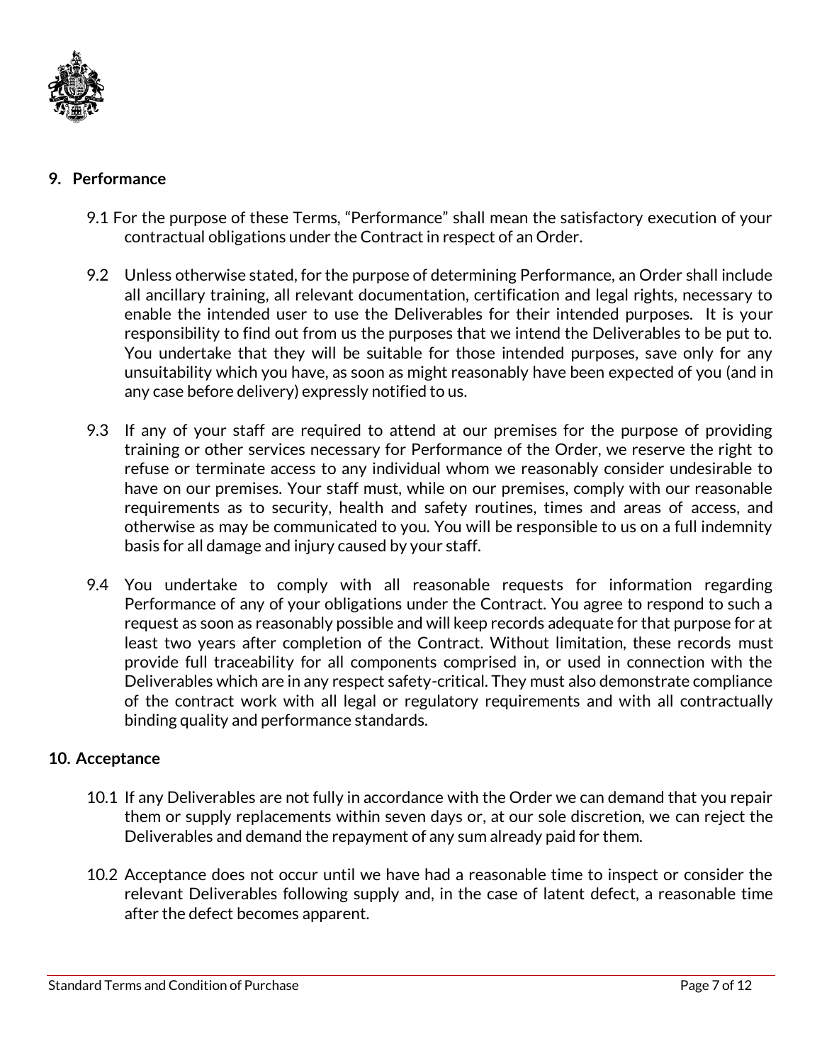## 9. Performance

9.1 For the purpose of these Terms, "Performance" shall mean the satisfactory execution of your contractual obligations under the Contract in respect of an Order.

9.2 Unless otherwise stated, for the purpose of determining Performance, an Order shall include all ancillary training, all relevant documentation, certification and legal rights, necessary to enable the intended user to use the Deliverables for their intended purposes. It is your responsibility to find out from us the purposes that we intend the Deliverables to be put to. You undertake that they will be suitable for those intended purposes, save only for any unsuitability which you have, as soon as might reasonably have been expected of you (and in any case before delivery) expressly notified to us.

9.3 If any of your staff are required to attend at our premises for the purpose of providing training or other services necessary for Performance of the Order, we reserve the right to refuse or terminate access to any individual whom we reasonably consider undesirable to have on our premises. Your staff must, while on our premises, comply with our reasonable requirements as to security, health and safety routines, times and areas of access, and otherwise as may be communicated to you. You will be responsible to us on a full indemnity basis for all damage and injury caused by your staff.

9.4 You undertake to comply with all reasonable requests for information regarding Performance of any of your obligations under the Contract. You agree to respond to such a request as soon as reasonably possible and will keep records adequate for that purpose for at least two years after completion of the Contract. Without limitation, these records must provide full traceability for all components comprised in, or used in connection with the Deliverables which are in any respect safety-critical. They must also demonstrate compliance of the contract work with all legal or regulatory requirements and with all contractually binding quality and performance standards.

## 10. Acceptance

10.1 If any Deliverables are not fully in accordance with the Order we can demand that you repair them or supply replacements within seven days or, at our sole discretion, we can reject the Deliverables and demand the repayment of any sum already paid for them.

10.2 Acceptance does not occur until we have had a reasonable time to inspect or consider the relevant Deliverables following supply and, in the case of latent defect, a reasonable time after the defect becomes apparent.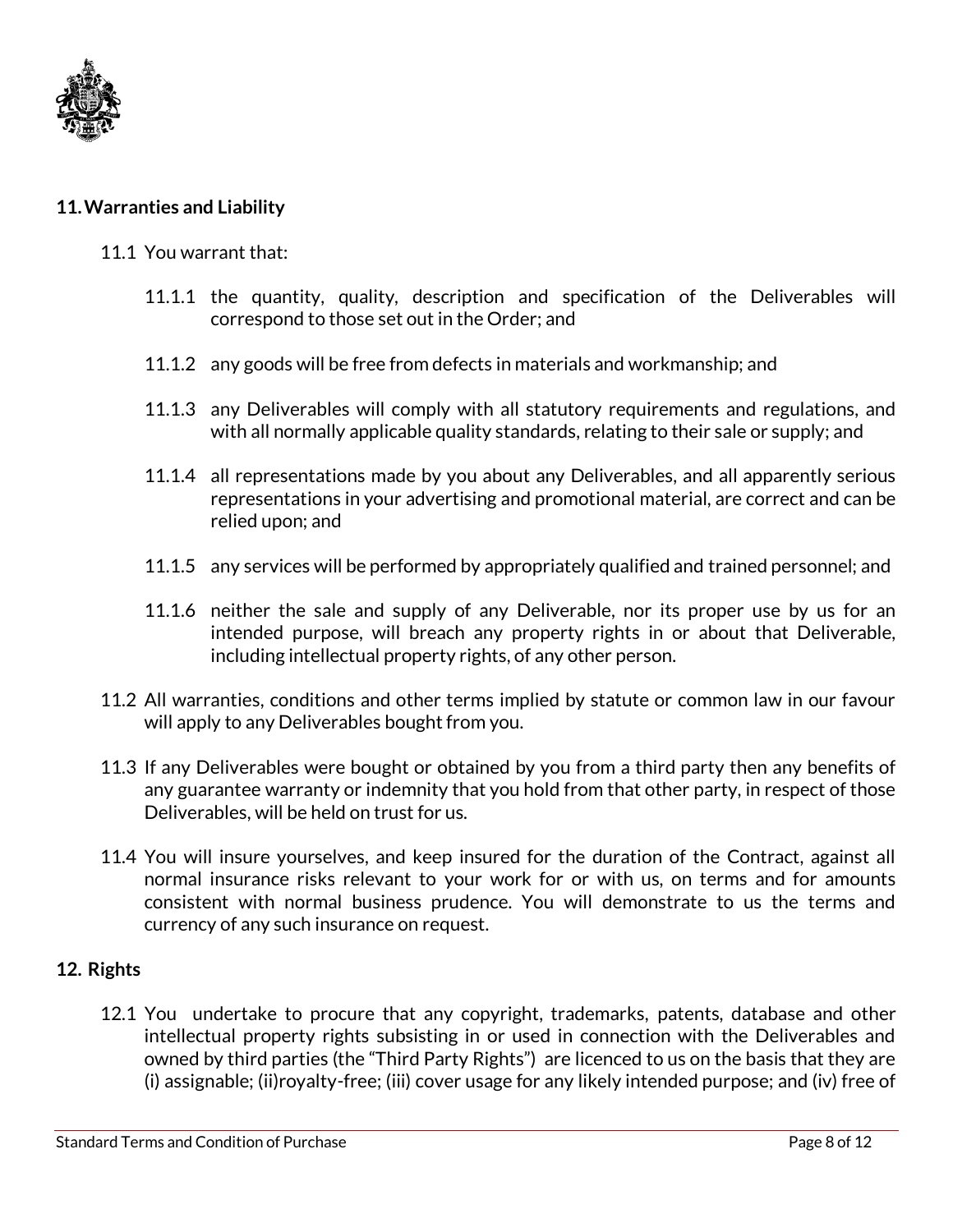## 11. Warranties and Liability

11.1 You warrant that:

11.1.1 the quantity, quality, description and specification of the Deliverables will correspond to those set out in the Order; and

11.1.2 any goods will be free from defects in materials and workmanship; and

11.1.3 any Deliverables will comply with all statutory requirements and regulations, and with all normally applicable quality standards, relating to their sale or supply; and

11.1.4 all representations made by you about any Deliverables, and all apparently serious representations in your advertising and promotional material, are correct and can be relied upon; and

11.1.5 any services will be performed by appropriately qualified and trained personnel; and

11.1.6 neither the sale and supply of any Deliverable, nor its proper use by us for an intended purpose, will breach any property rights in or about that Deliverable, including intellectual property rights, of any other person.

11.2 All warranties, conditions and other terms implied by statute or common law in our favour will apply to any Deliverables bought from you.

11.3 If any Deliverables were bought or obtained by you from a third party then any benefits of any guarantee warranty or indemnity that you hold from that other party, in respect of those Deliverables, will be held on trust for us.

11.4 You will insure yourselves, and keep insured for the duration of the Contract, against all normal insurance risks relevant to your work for or with us, on terms and for amounts consistent with normal business prudence. You will demonstrate to us the terms and currency of any such insurance on request.

## 12. Rights

12.1 You undertake to procure that any copyright, trademarks, patents, database and other intellectual property rights subsisting in or used in connection with the Deliverables and owned by third parties (the "Third Party Rights") are licenced to us on the basis that they are (i) assignable; (ii)royalty-free; (iii) cover usage for any likely intended purpose; and (iv) free of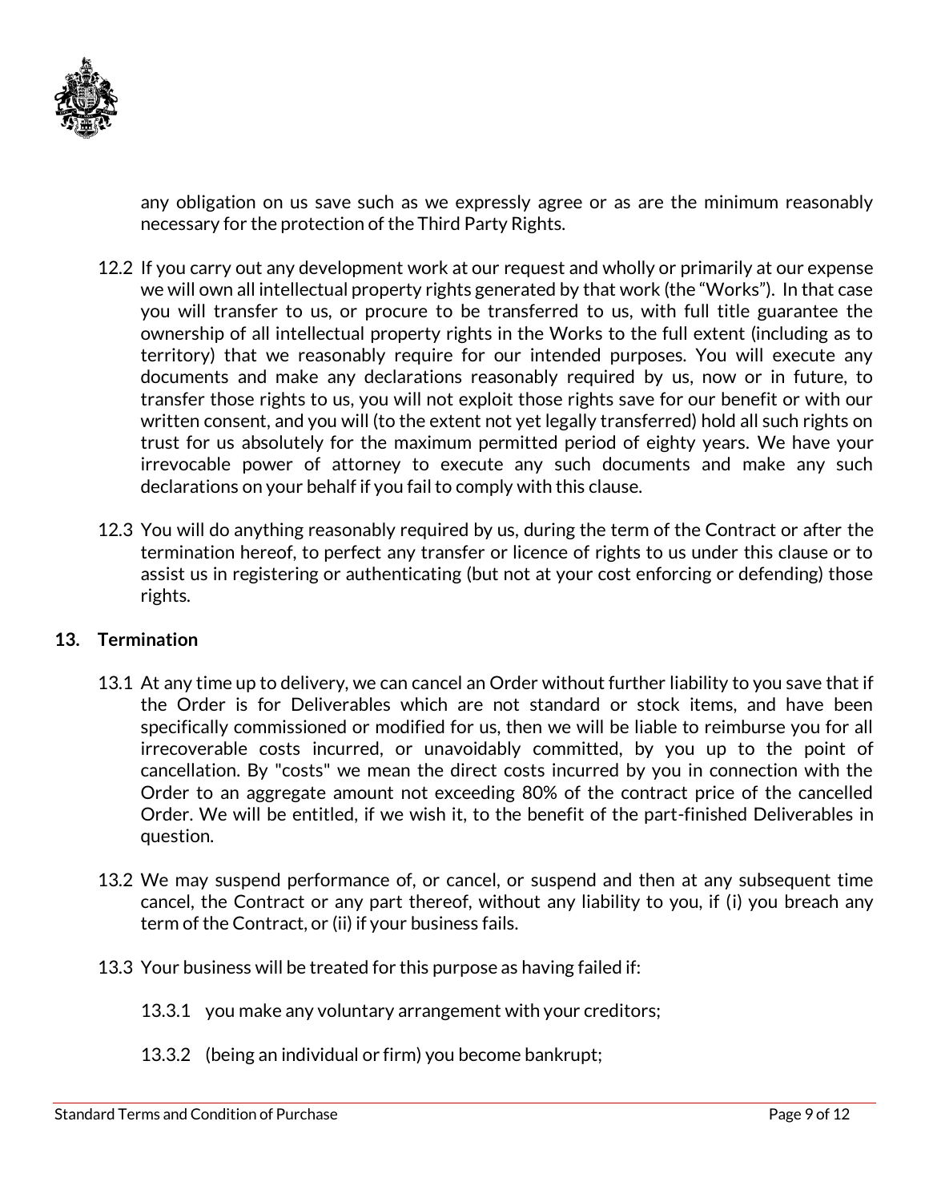any obligation on us save such as we expressly agree or as are the minimum reasonably necessary for the protection of the Third Party Rights.

12.2 If you carry out any development work at our request and wholly or primarily at our expense we will own all intellectual property rights generated by that work (the "Works"). In that case you will transfer to us, or procure to be transferred to us, with full title guarantee the ownership of all intellectual property rights in the Works to the full extent (including as to territory) that we reasonably require for our intended purposes. You will execute any documents and make any declarations reasonably required by us, now or in future, to transfer those rights to us, you will not exploit those rights save for our benefit or with our written consent, and you will (to the extent not yet legally transferred) hold all such rights on trust for us absolutely for the maximum permitted period of eighty years. We have your irrevocable power of attorney to execute any such documents and make any such declarations on your behalf if you fail to comply with this clause.

12.3 You will do anything reasonably required by us, during the term of the Contract or after the termination hereof, to perfect any transfer or licence of rights to us under this clause or to assist us in registering or authenticating (but not at your cost enforcing or defending) those rights.

## 13. Termination

13.1 At any time up to delivery, we can cancel an Order without further liability to you save that if the Order is for Deliverables which are not standard or stock items, and have been specifically commissioned or modified for us, then we will be liable to reimburse you for all irrecoverable costs incurred, or unavoidably committed, by you up to the point of cancellation. By "costs" we mean the direct costs incurred by you in connection with the Order to an aggregate amount not exceeding 80% of the contract price of the cancelled Order. We will be entitled, if we wish it, to the benefit of the part-finished Deliverables in question.

13.2 We may suspend performance of, or cancel, or suspend and then at any subsequent time cancel, the Contract or any part thereof, without any liability to you, if (i) you breach any term of the Contract, or (ii) if your business fails.

13.3 Your business will be treated for this purpose as having failed if:

13.3.1 you make any voluntary arrangement with your creditors;

13.3.2 (being an individual or firm) you become bankrupt;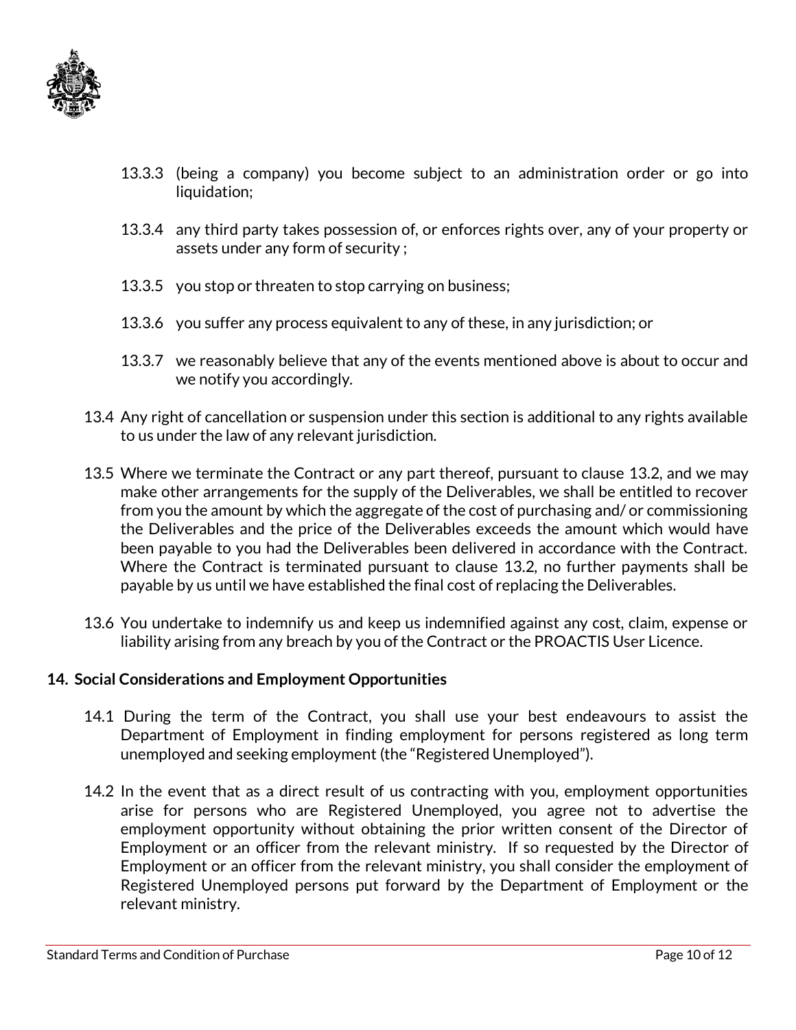13.3.3 (being a company) you become subject to an administration order or go into liquidation;

13.3.4 any third party takes possession of, or enforces rights over, any of your property or assets under any form of security ;

13.3.5 you stop or threaten to stop carrying on business;

13.3.6 you suffer any process equivalent to any of these, in any jurisdiction; or

13.3.7 we reasonably believe that any of the events mentioned above is about to occur and we notify you accordingly.

13.4 Any right of cancellation or suspension under this section is additional to any rights available to us under the law of any relevant jurisdiction.

13.5 Where we terminate the Contract or any part thereof, pursuant to clause 13.2, and we may make other arrangements for the supply of the Deliverables, we shall be entitled to recover from you the amount by which the aggregate of the cost of purchasing and/ or commissioning the Deliverables and the price of the Deliverables exceeds the amount which would have been payable to you had the Deliverables been delivered in accordance with the Contract. Where the Contract is terminated pursuant to clause 13.2, no further payments shall be payable by us until we have established the final cost of replacing the Deliverables.

13.6 You undertake to indemnify us and keep us indemnified against any cost, claim, expense or liability arising from any breach by you of the Contract or the PROACTIS User Licence.

## 14. Social Considerations and Employment Opportunities

14.1 During the term of the Contract, you shall use your best endeavours to assist the Department of Employment in finding employment for persons registered as long term unemployed and seeking employment (the "Registered Unemployed").

14.2 In the event that as a direct result of us contracting with you, employment opportunities arise for persons who are Registered Unemployed, you agree not to advertise the employment opportunity without obtaining the prior written consent of the Director of Employment or an officer from the relevant ministry. If so requested by the Director of Employment or an officer from the relevant ministry, you shall consider the employment of Registered Unemployed persons put forward by the Department of Employment or the relevant ministry.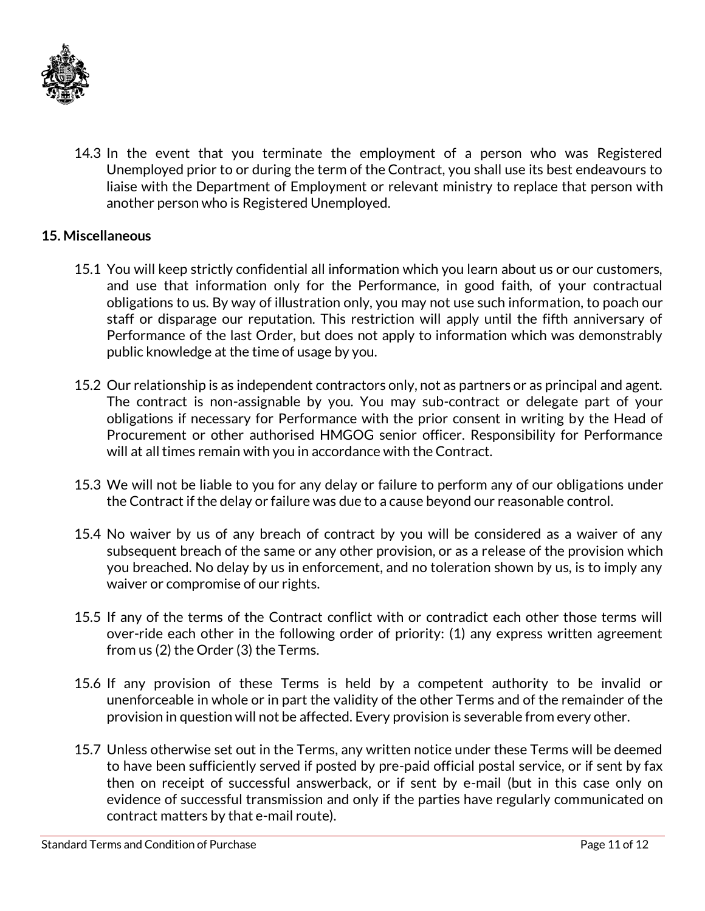14.3 In the event that you terminate the employment of a person who was Registered Unemployed prior to or during the term of the Contract, you shall use its best endeavours to liaise with the Department of Employment or relevant ministry to replace that person with another person who is Registered Unemployed.

**15. Miscellaneous**

15.1 You will keep strictly confidential all information which you learn about us or our customers, and use that information only for the Performance, in good faith, of your contractual obligations to us. By way of illustration only, you may not use such information, to poach our staff or disparage our reputation. This restriction will apply until the fifth anniversary of Performance of the last Order, but does not apply to information which was demonstrably public knowledge at the time of usage by you.

15.2 Our relationship is as independent contractors only, not as partners or as principal and agent. The contract is non-assignable by you. You may sub-contract or delegate part of your obligations if necessary for Performance with the prior consent in writing by the Head of Procurement or other authorised HMGOG senior officer. Responsibility for Performance will at all times remain with you in accordance with the Contract.

15.3 We will not be liable to you for any delay or failure to perform any of our obligations under the Contract if the delay or failure was due to a cause beyond our reasonable control.

15.4 No waiver by us of any breach of contract by you will be considered as a waiver of any subsequent breach of the same or any other provision, or as a release of the provision which you breached. No delay by us in enforcement, and no toleration shown by us, is to imply any waiver or compromise of our rights.

15.5 If any of the terms of the Contract conflict with or contradict each other those terms will over-ride each other in the following order of priority: (1) any express written agreement from us (2) the Order (3) the Terms.

15.6 If any provision of these Terms is held by a competent authority to be invalid or unenforceable in whole or in part the validity of the other Terms and of the remainder of the provision in question will not be affected. Every provision is severable from every other.

15.7 Unless otherwise set out in the Terms, any written notice under these Terms will be deemed to have been sufficiently served if posted by pre-paid official postal service, or if sent by fax then on receipt of successful answerback, or if sent by e-mail (but in this case only on evidence of successful transmission and only if the parties have regularly communicated on contract matters by that e-mail route).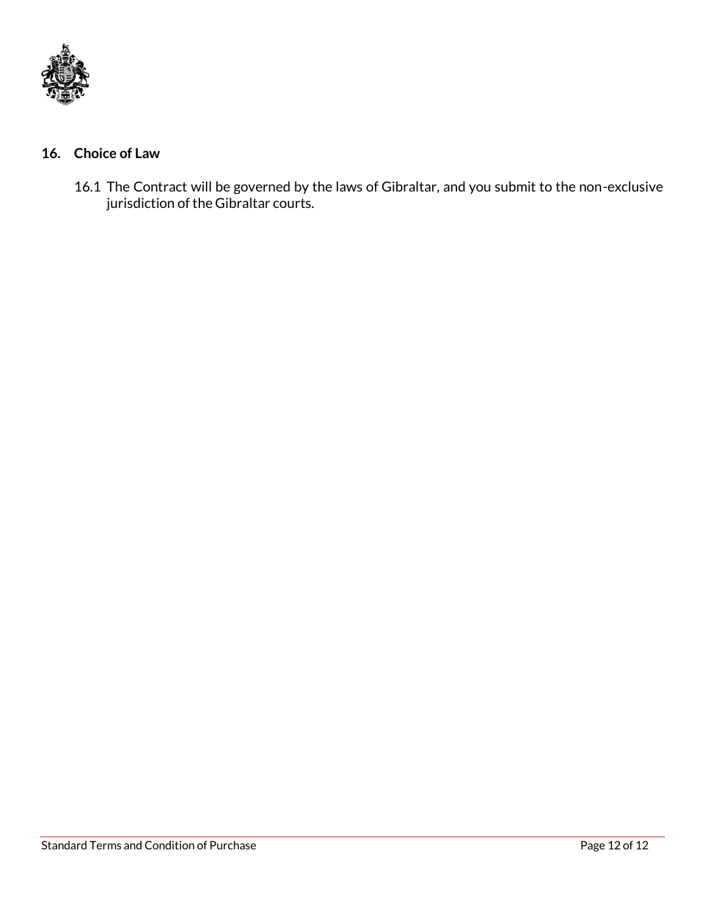## 16. Choice of Law

16.1 The Contract will be governed by the laws of Gibraltar, and you submit to the non-exclusive jurisdiction of the Gibraltar courts.